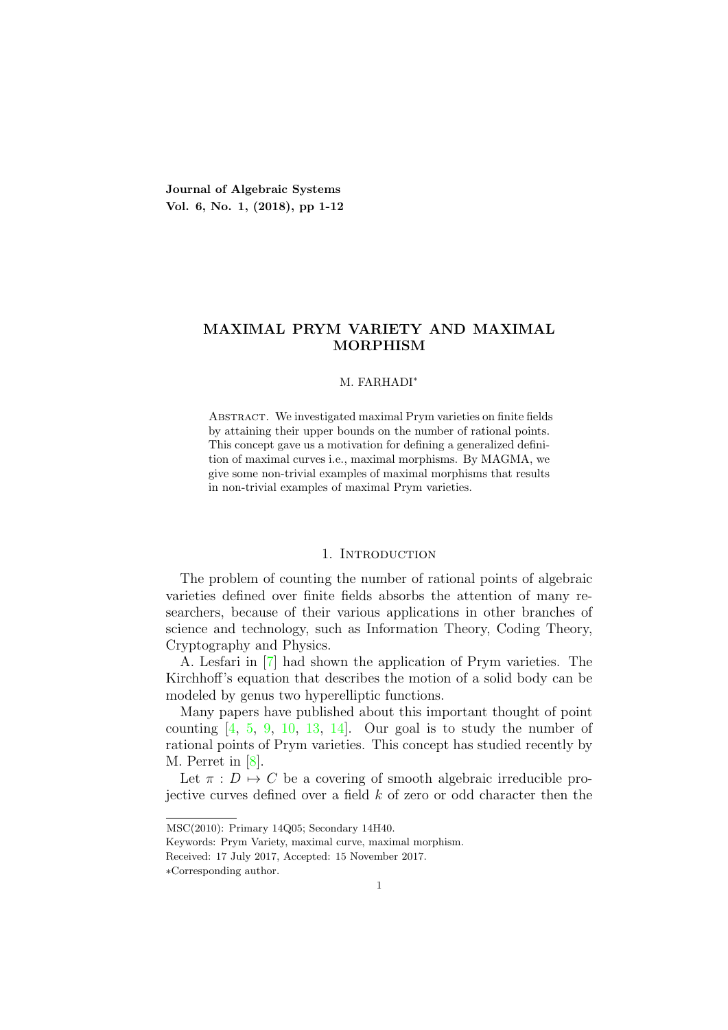# MAXIMAL PRYM VARIETY AND MAXIMAL MORPHISM

M. FARHADI*

Abstract. We investigated maximal Prym varieties on finite fields by attaining their upper bounds on the number of rational points. This concept gave us a motivation for defining a generalized definition of maximal curves i.e., maximal morphisms. By MAGMA, we give some non-trivial examples of maximal morphisms that results in non-trivial examples of maximal Prym varieties.

## 1. Introduction

The problem of counting the number of rational points of algebraic varieties defined over finite fields absorbs the attention of many researchers, because of their various applications in other branches of science and technology, such as Information Theory, Coding Theory, Cryptography and Physics.

A. Lesfari in [7] had shown the application of Prym varieties. The Kirchhoff's equation that describes the motion of a solid body can be modeled by genus two hyperelliptic functions.

Many papers have published about this important thought of point counting [4, 5, 9, 10, 13, 14]. Our goal is to study the number of rational points of Prym varieties. This concept has studied recently by M. Perret in [8].

Let $\pi : D \mapsto C$ be a covering of smooth algebraic irreducible projective curves defined over a field $k$ of zero or odd character then the

MSC(2010): Primary 14Q05; Secondary 14H40.

Keywords: Prym Variety, maximal curve, maximal morphism.

Received: 17 July 2017, Accepted: 15 November 2017.

*Corresponding author.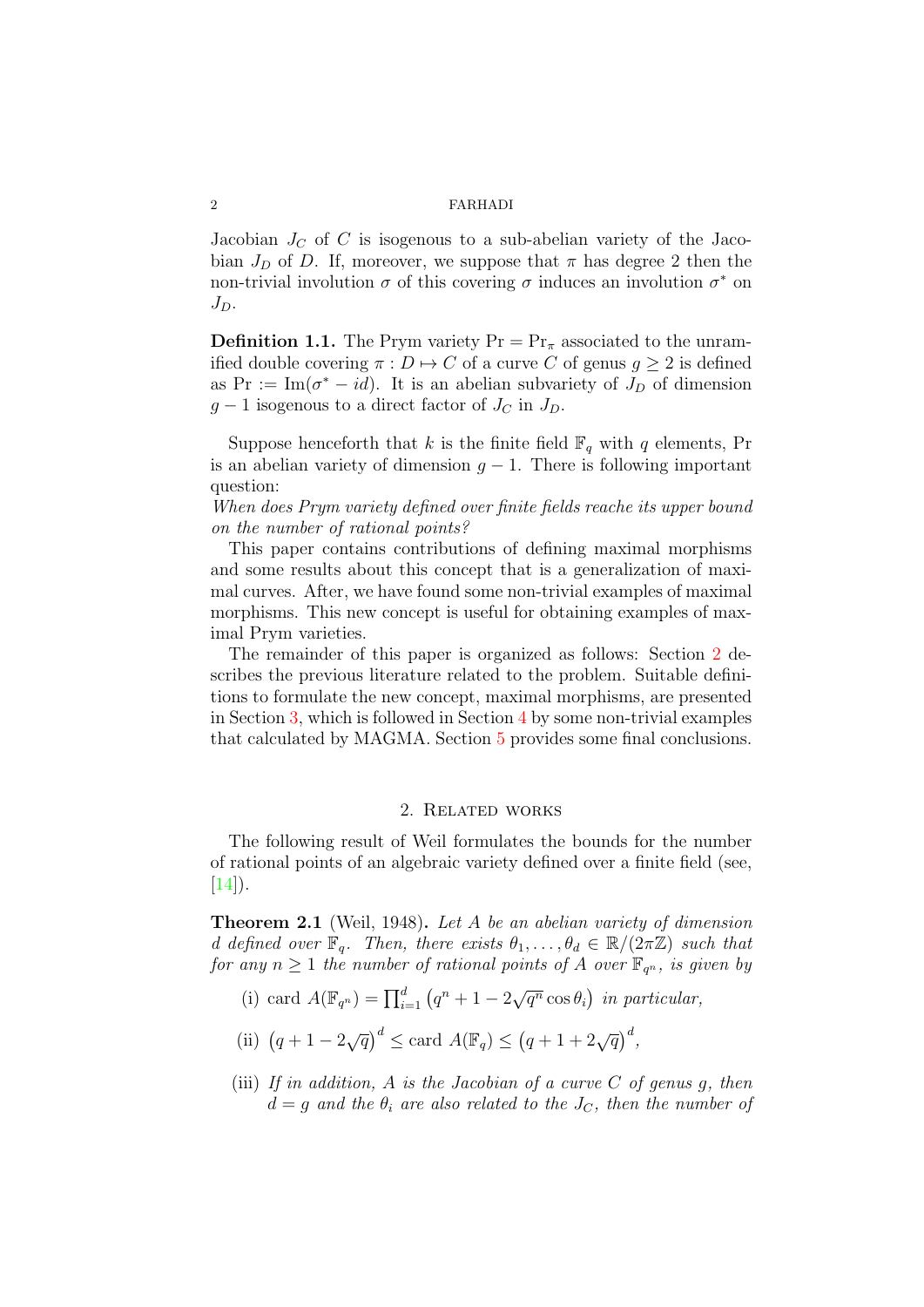Jacobian $J_C$ of $C$ is isogenous to a sub-abelian variety of the Jacobian $J_D$ of $D$. If, moreover, we suppose that $\pi$ has degree 2 then the non-trivial involution $\sigma$ of this covering $\sigma$ induces an involution $\sigma^*$ on $J_D$.

**Definition 1.1.** The Prym variety $\mathrm{Pr} = \mathrm{Pr}_\pi$ associated to the unramified double covering $\pi : D \mapsto C$ of a curve $C$ of genus $g \geq 2$ is defined as $\mathrm{Pr} := \mathrm{Im}(\sigma^* - id)$. It is an abelian subvariety of $J_D$ of dimension $g - 1$ isogenous to a direct factor of $J_C$ in $J_D$.

Suppose henceforth that $k$ is the finite field $\mathbb{F}_q$ with $q$ elements, Pr is an abelian variety of dimension $g-1$. There is following important question:
*When does Prym variety defined over finite fields reache its upper bound on the number of rational points?*

This paper contains contributions of defining maximal morphisms and some results about this concept that is a generalization of maximal curves. After, we have found some non-trivial examples of maximal morphisms. This new concept is useful for obtaining examples of maximal Prym varieties.

The remainder of this paper is organized as follows: Section 2 describes the previous literature related to the problem. Suitable definitions to formulate the new concept, maximal morphisms, are presented in Section 3, which is followed in Section 4 by some non-trivial examples that calculated by MAGMA. Section 5 provides some final conclusions.

## 2. Related works

The following result of Weil formulates the bounds for the number of rational points of an algebraic variety defined over a finite field (see, [14]).

**Theorem 2.1** (Weil, 1948)**.** *Let $A$ be an abelian variety of dimension $d$ defined over $\mathbb{F}_q$. Then, there exists $\theta_1, \ldots, \theta_d \in \mathbb{R}/(2\pi\mathbb{Z})$ such that for any $n \geq 1$ the number of rational points of $A$ over $\mathbb{F}_{q^n}$, is given by*

(i) $\mathrm{card}\ A(\mathbb{F}_{q^n}) = \prod_{i=1}^{d} \left(q^n + 1 - 2\sqrt{q^n}\cos\theta_i\right)$ *in particular,*

(ii) $\left(q + 1 - 2\sqrt{q}\right)^d \leq \mathrm{card}\ A(\mathbb{F}_q) \leq \left(q + 1 + 2\sqrt{q}\right)^d$,

(iii) *If in addition, $A$ is the Jacobian of a curve $C$ of genus $g$, then $d = g$ and the $\theta_i$ are also related to the $J_C$, then the number of*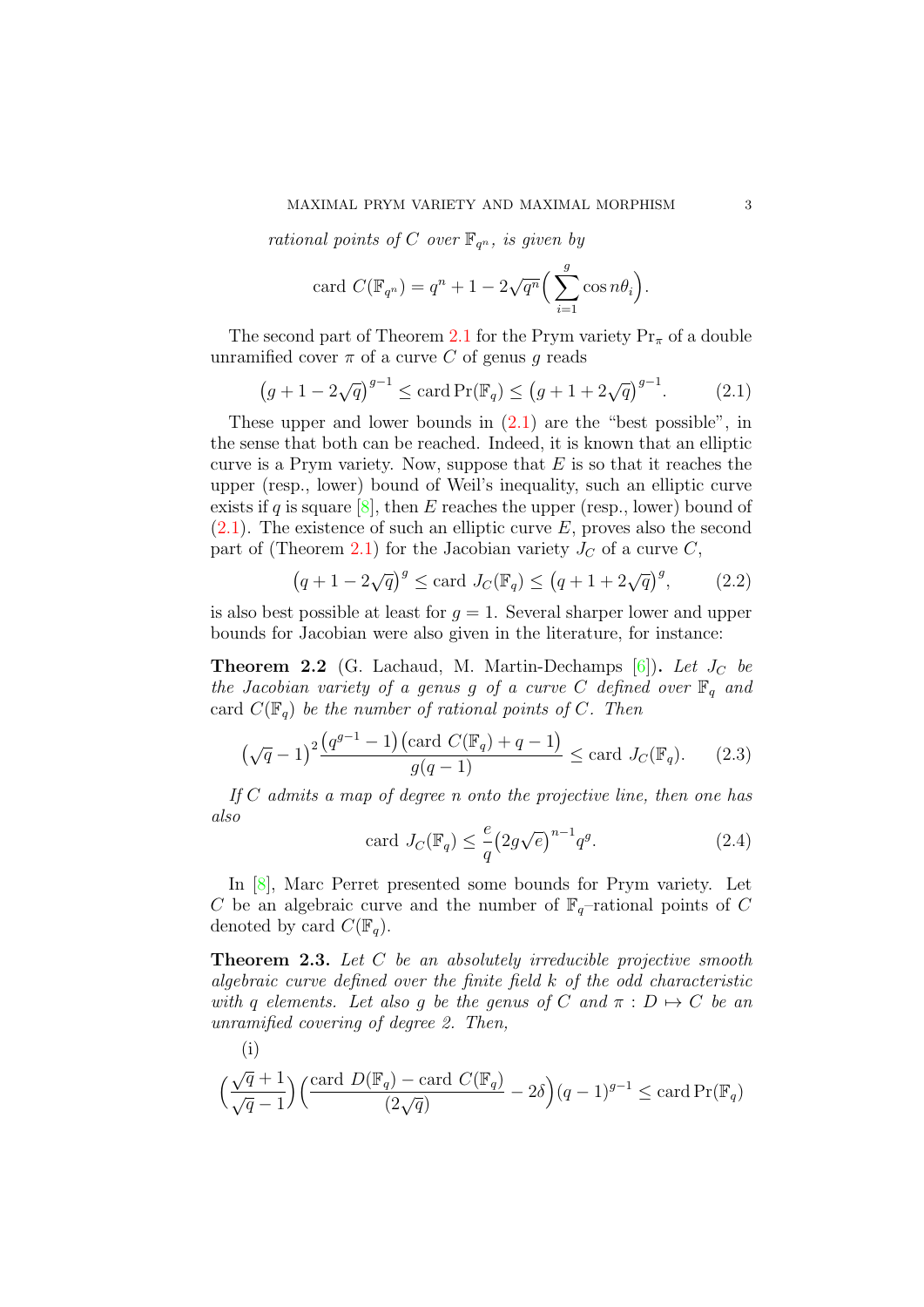*rational points of $C$ over $\mathbb{F}_{q^n}$, is given by*

$$\text{card } C(\mathbb{F}_{q^n}) = q^n + 1 - 2\sqrt{q^n}\Big(\sum_{i=1}^{g} \cos n\theta_i\Big).$$

The second part of Theorem 2.1 for the Prym variety $\mathrm{Pr}_\pi$ of a double unramified cover $\pi$ of a curve $C$ of genus $g$ reads

$$\big(g + 1 - 2\sqrt{q}\big)^{g-1} \leq \text{card}\,\mathrm{Pr}(\mathbb{F}_q) \leq \big(g + 1 + 2\sqrt{q}\big)^{g-1}. \tag{2.1}$$

These upper and lower bounds in (2.1) are the "best possible", in the sense that both can be reached. Indeed, it is known that an elliptic curve is a Prym variety. Now, suppose that $E$ is so that it reaches the upper (resp., lower) bound of Weil's inequality, such an elliptic curve exists if $q$ is square [8], then $E$ reaches the upper (resp., lower) bound of (2.1). The existence of such an elliptic curve $E$, proves also the second part of (Theorem 2.1) for the Jacobian variety $J_C$ of a curve $C$,

$$\big(q + 1 - 2\sqrt{q}\big)^{g} \leq \text{card } J_C(\mathbb{F}_q) \leq \big(q + 1 + 2\sqrt{q}\big)^{g}, \tag{2.2}$$

is also best possible at least for $g = 1$. Several sharper lower and upper bounds for Jacobian were also given in the literature, for instance:

**Theorem 2.2** (G. Lachaud, M. Martin-Dechamps [6])**.** *Let $J_C$ be the Jacobian variety of a genus $g$ of a curve $C$ defined over $\mathbb{F}_q$ and $\text{card } C(\mathbb{F}_q)$ be the number of rational points of $C$. Then*

$$\big(\sqrt{q} - 1\big)^2 \frac{\big(q^{g-1} - 1\big)\big(\text{card } C(\mathbb{F}_q) + q - 1\big)}{g(q-1)} \leq \text{card } J_C(\mathbb{F}_q). \tag{2.3}$$

*If $C$ admits a map of degree $n$ onto the projective line, then one has also*

$$\text{card } J_C(\mathbb{F}_q) \leq \frac{e}{q}\big(2g\sqrt{e}\big)^{n-1} q^g. \tag{2.4}$$

In [8], Marc Perret presented some bounds for Prym variety. Let $C$ be an algebraic curve and the number of $\mathbb{F}_q$–rational points of $C$ denoted by $\text{card } C(\mathbb{F}_q)$.

**Theorem 2.3.** *Let $C$ be an absolutely irreducible projective smooth algebraic curve defined over the finite field $k$ of the odd characteristic with $q$ elements. Let also $g$ be the genus of $C$ and $\pi : D \mapsto C$ be an unramified covering of degree 2. Then,*

(i)

$$\Big(\frac{\sqrt{q} + 1}{\sqrt{q} - 1}\Big)\Big(\frac{\text{card } D(\mathbb{F}_q) - \text{card } C(\mathbb{F}_q)}{(2\sqrt{q})} - 2\delta\Big)(q-1)^{g-1} \leq \text{card}\,\mathrm{Pr}(\mathbb{F}_q)$$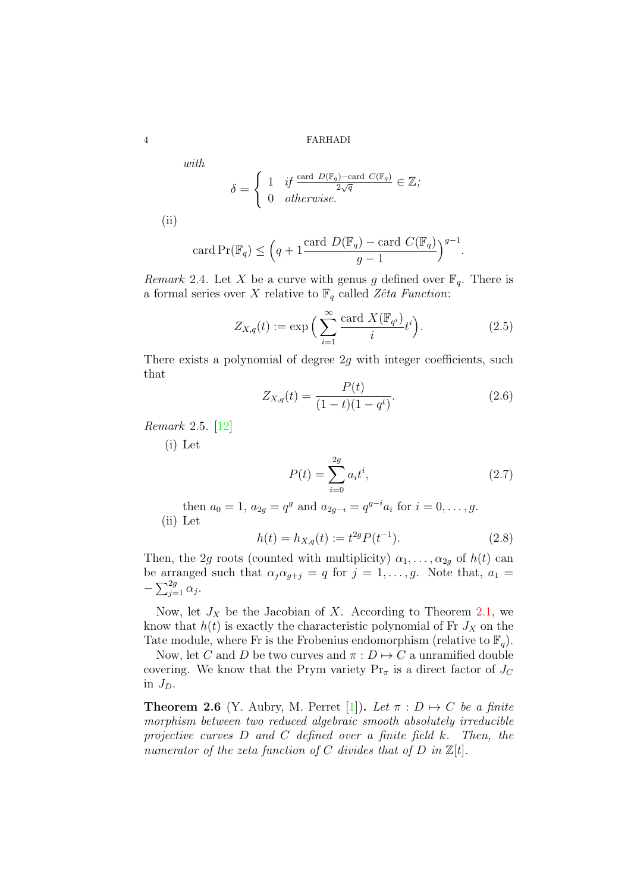*with*

$$\delta = \begin{cases} 1 & \text{if } \frac{\text{card } D(\mathbb{F}_q) - \text{card } C(\mathbb{F}_q)}{2\sqrt{q}} \in \mathbb{Z}; \\ 0 & \text{otherwise.} \end{cases}$$

(ii)

$$\text{card}\, \text{Pr}(\mathbb{F}_q) \leq \Big( q + 1 \frac{\text{card } D(\mathbb{F}_q) - \text{card } C(\mathbb{F}_q)}{g-1} \Big)^{g-1}.$$

*Remark* 2.4. Let $X$ be a curve with genus $g$ defined over $\mathbb{F}_q$. There is a formal series over $X$ relative to $\mathbb{F}_q$ called *Zêta Function*:

$$Z_{X,q}(t) := \exp\Big( \sum_{i=1}^{\infty} \frac{\text{card } X(\mathbb{F}_{q^i})}{i} t^i \Big). \tag{2.5}$$

There exists a polynomial of degree $2g$ with integer coefficients, such that

$$Z_{X,q}(t) = \frac{P(t)}{(1-t)(1-q^t)}. \tag{2.6}$$

*Remark* 2.5. [12]

(i) Let

$$P(t) = \sum_{i=0}^{2g} a_i t^i, \tag{2.7}$$

then $a_0 = 1$, $a_{2g} = q^g$ and $a_{2g-i} = q^{g-i} a_i$ for $i = 0, \ldots, g$.

(ii) Let

$$h(t) = h_{X,q}(t) := t^{2g} P(t^{-1}). \tag{2.8}$$

Then, the $2g$ roots (counted with multiplicity) $\alpha_1, \ldots, \alpha_{2g}$ of $h(t)$ can be arranged such that $\alpha_j \alpha_{g+j} = q$ for $j = 1, \ldots, g$. Note that, $a_1 = -\sum_{j=1}^{2g} \alpha_j$.

Now, let $J_X$ be the Jacobian of $X$. According to Theorem 2.1, we know that $h(t)$ is exactly the characteristic polynomial of $\text{Fr}\, J_X$ on the Tate module, where Fr is the Frobenius endomorphism (relative to $\mathbb{F}_q$).

Now, let $C$ and $D$ be two curves and $\pi : D \mapsto C$ a unramified double covering. We know that the Prym variety $\text{Pr}_\pi$ is a direct factor of $J_C$ in $J_D$.

**Theorem 2.6** (Y. Aubry, M. Perret [1])**.** *Let $\pi : D \mapsto C$ be a finite morphism between two reduced algebraic smooth absolutely irreducible projective curves $D$ and $C$ defined over a finite field $k$. Then, the numerator of the zeta function of $C$ divides that of $D$ in $\mathbb{Z}[t]$.*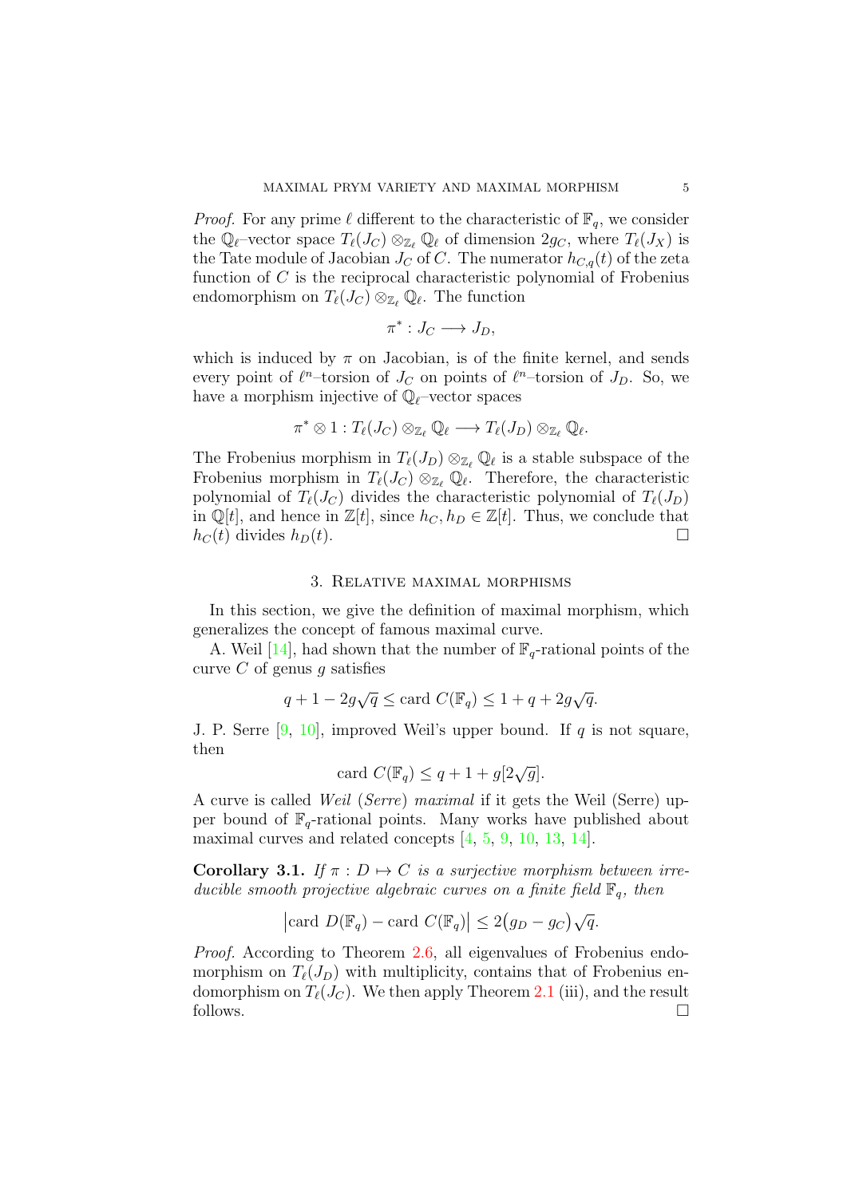*Proof.* For any prime $\ell$ different to the characteristic of $\mathbb{F}_q$, we consider the $\mathbb{Q}_\ell$–vector space $T_\ell(J_C) \otimes_{\mathbb{Z}_\ell} \mathbb{Q}_\ell$ of dimension $2g_C$, where $T_\ell(J_X)$ is the Tate module of Jacobian $J_C$ of $C$. The numerator $h_{C,q}(t)$ of the zeta function of $C$ is the reciprocal characteristic polynomial of Frobenius endomorphism on $T_\ell(J_C) \otimes_{\mathbb{Z}_\ell} \mathbb{Q}_\ell$. The function

$$\pi^* : J_C \longrightarrow J_D,$$

which is induced by $\pi$ on Jacobian, is of the finite kernel, and sends every point of $\ell^n$–torsion of $J_C$ on points of $\ell^n$–torsion of $J_D$. So, we have a morphism injective of $\mathbb{Q}_\ell$–vector spaces

$$\pi^* \otimes 1 : T_\ell(J_C) \otimes_{\mathbb{Z}_\ell} \mathbb{Q}_\ell \longrightarrow T_\ell(J_D) \otimes_{\mathbb{Z}_\ell} \mathbb{Q}_\ell.$$

The Frobenius morphism in $T_\ell(J_D) \otimes_{\mathbb{Z}_\ell} \mathbb{Q}_\ell$ is a stable subspace of the Frobenius morphism in $T_\ell(J_C) \otimes_{\mathbb{Z}_\ell} \mathbb{Q}_\ell$. Therefore, the characteristic polynomial of $T_\ell(J_C)$ divides the characteristic polynomial of $T_\ell(J_D)$ in $\mathbb{Q}[t]$, and hence in $\mathbb{Z}[t]$, since $h_C, h_D \in \mathbb{Z}[t]$. Thus, we conclude that $h_C(t)$ divides $h_D(t)$. □

## 3. Relative maximal morphisms

In this section, we give the definition of maximal morphism, which generalizes the concept of famous maximal curve.

A. Weil [14], had shown that the number of $\mathbb{F}_q$-rational points of the curve $C$ of genus $g$ satisfies

$$q + 1 - 2g\sqrt{q} \leq \text{card } C(\mathbb{F}_q) \leq 1 + q + 2g\sqrt{q}.$$

J. P. Serre [9, 10], improved Weil's upper bound. If $q$ is not square, then

$$\text{card } C(\mathbb{F}_q) \leq q + 1 + g[2\sqrt{g}].$$

A curve is called *Weil* (*Serre*) *maximal* if it gets the Weil (Serre) upper bound of $\mathbb{F}_q$-rational points. Many works have published about maximal curves and related concepts [4, 5, 9, 10, 13, 14].

**Corollary 3.1.** *If $\pi : D \mapsto C$ is a surjective morphism between irreducible smooth projective algebraic curves on a finite field $\mathbb{F}_q$, then*

$$\left|\text{card } D(\mathbb{F}_q) - \text{card } C(\mathbb{F}_q)\right| \leq 2\big(g_D - g_C\big)\sqrt{q}.$$

*Proof.* According to Theorem 2.6, all eigenvalues of Frobenius endomorphism on $T_\ell(J_D)$ with multiplicity, contains that of Frobenius endomorphism on $T_\ell(J_C)$. We then apply Theorem 2.1 (iii), and the result follows. □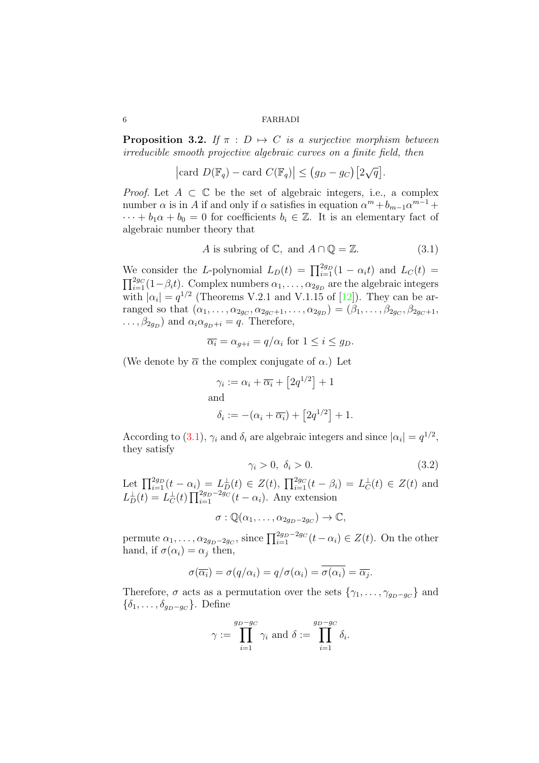**Proposition 3.2.** *If $\pi : D \mapsto C$ is a surjective morphism between irreducible smooth projective algebraic curves on a finite field, then*

$$\left|\text{card } D(\mathbb{F}_q) - \text{card } C(\mathbb{F}_q)\right| \leq \left(g_D - g_C\right)\left[2\sqrt{q}\right].$$

*Proof.* Let $A \subset \mathbb{C}$ be the set of algebraic integers, i.e., a complex number $\alpha$ is in $A$ if and only if $\alpha$ satisfies in equation $\alpha^m + b_{m-1}\alpha^{m-1} + \cdots + b_1\alpha + b_0 = 0$ for coefficients $b_i \in \mathbb{Z}$. It is an elementary fact of algebraic number theory that

$$A \text{ is subring of } \mathbb{C}, \text{ and } A \cap \mathbb{Q} = \mathbb{Z}. \tag{3.1}$$

We consider the $L$-polynomial $L_D(t) = \prod_{i=1}^{2g_D}(1-\alpha_i t)$ and $L_C(t) = \prod_{i=1}^{2g_C}(1-\beta_i t)$. Complex numbers $\alpha_1, \ldots, \alpha_{2g_D}$ are the algebraic integers with $|\alpha_i| = q^{1/2}$ (Theorems V.2.1 and V.1.15 of [12]). They can be arranged so that $(\alpha_1, \ldots, \alpha_{2g_C}, \alpha_{2g_C+1}, \ldots, \alpha_{2g_D}) = (\beta_1, \ldots, \beta_{2g_C}, \beta_{2g_C+1}, \ldots, \beta_{2g_D})$ and $\alpha_i \alpha_{g_D+i} = q$. Therefore,

$$\overline{\alpha_i} = \alpha_{g+i} = q/\alpha_i \text{ for } 1 \leq i \leq g_D.$$

(We denote by $\overline{\alpha}$ the complex conjugate of $\alpha$.) Let

$$\gamma_i := \alpha_i + \overline{\alpha_i} + \left[2q^{1/2}\right] + 1$$

and

$$\delta_i := -(\alpha_i + \overline{\alpha_i}) + \left[2q^{1/2}\right] + 1.$$

According to (3.1), $\gamma_i$ and $\delta_i$ are algebraic integers and since $|\alpha_i| = q^{1/2}$, they satisfy

$$\gamma_i > 0, \ \delta_i > 0. \tag{3.2}$$

Let $\prod_{i=1}^{2g_D}(t-\alpha_i) = L_D^{\perp}(t) \in Z(t)$, $\prod_{i=1}^{2g_C}(t-\beta_i) = L_C^{\perp}(t) \in Z(t)$ and $L_D^{\perp}(t) = L_C^{\perp}(t)\prod_{i=1}^{2g_D-2g_C}(t-\alpha_i)$. Any extension

$$\sigma : \mathbb{Q}(\alpha_1, \ldots, \alpha_{2g_D-2g_C}) \to \mathbb{C},$$

permute $\alpha_1, \ldots, \alpha_{2g_D-2g_C}$, since $\prod_{i=1}^{2g_D-2g_C}(t-\alpha_i) \in Z(t)$. On the other hand, if $\sigma(\alpha_i) = \alpha_j$ then,

$$\sigma(\overline{\alpha_i}) = \sigma(q/\alpha_i) = q/\sigma(\alpha_i) = \overline{\sigma(\alpha_i)} = \overline{\alpha_j}.$$

Therefore, $\sigma$ acts as a permutation over the sets $\{\gamma_1, \ldots, \gamma_{g_D-g_C}\}$ and $\{\delta_1, \ldots, \delta_{g_D-g_C}\}$. Define

$$\gamma := \prod_{i=1}^{g_D-g_C} \gamma_i \text{ and } \delta := \prod_{i=1}^{g_D-g_C} \delta_i.$$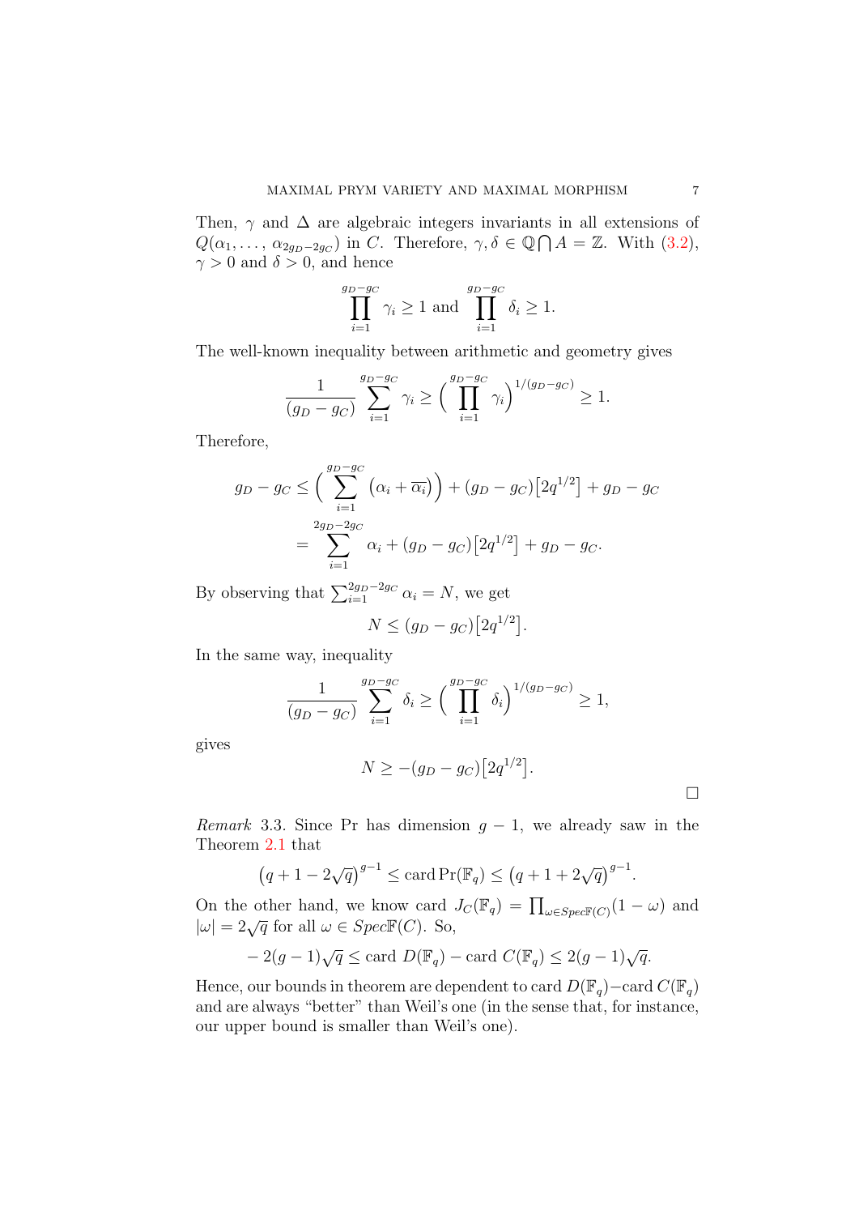Then, $\gamma$ and $\Delta$ are algebraic integers invariants in all extensions of $Q(\alpha_1, \ldots, \alpha_{2g_D-2g_C})$ in $C$. Therefore, $\gamma, \delta \in \mathbb{Q} \bigcap A = \mathbb{Z}$. With (3.2), $\gamma > 0$ and $\delta > 0$, and hence

$$\prod_{i=1}^{g_D-g_C} \gamma_i \geq 1 \text{ and } \prod_{i=1}^{g_D-g_C} \delta_i \geq 1.$$

The well-known inequality between arithmetic and geometry gives

$$\frac{1}{(g_D-g_C)} \sum_{i=1}^{g_D-g_C} \gamma_i \geq \Big( \prod_{i=1}^{g_D-g_C} \gamma_i \Big)^{1/(g_D-g_C)} \geq 1.$$

Therefore,

$$\begin{aligned} g_D - g_C &\leq \Big( \sum_{i=1}^{g_D-g_C} (\alpha_i + \overline{\alpha_i}) \Big) + (g_D - g_C)\big[2q^{1/2}\big] + g_D - g_C \\ &= \sum_{i=1}^{2g_D-2g_C} \alpha_i + (g_D - g_C)\big[2q^{1/2}\big] + g_D - g_C. \end{aligned}$$

By observing that $\sum_{i=1}^{2g_D-2g_C} \alpha_i = N$, we get

$$N \leq (g_D - g_C)\big[2q^{1/2}\big].$$

In the same way, inequality

$$\frac{1}{(g_D-g_C)} \sum_{i=1}^{g_D-g_C} \delta_i \geq \Big( \prod_{i=1}^{g_D-g_C} \delta_i \Big)^{1/(g_D-g_C)} \geq 1,$$

gives

$$N \geq -(g_D - g_C)\big[2q^{1/2}\big].$$

□

*Remark* 3.3. Since Pr has dimension $g-1$, we already saw in the Theorem 2.1 that

$$\big(q + 1 - 2\sqrt{q}\big)^{g-1} \leq \operatorname{card} \operatorname{Pr}(\mathbb{F}_q) \leq \big(q + 1 + 2\sqrt{q}\big)^{g-1}.$$

On the other hand, we know card $J_C(\mathbb{F}_q) = \prod_{\omega \in Spec\mathbb{F}(C)} (1 - \omega)$ and $|\omega| = 2\sqrt{q}$ for all $\omega \in Spec\mathbb{F}(C)$. So,

$$-2(g-1)\sqrt{q} \leq \text{card } D(\mathbb{F}_q) - \text{card } C(\mathbb{F}_q) \leq 2(g-1)\sqrt{q}.$$

Hence, our bounds in theorem are dependent to card $D(\mathbb{F}_q)$−card $C(\mathbb{F}_q)$ and are always "better" than Weil's one (in the sense that, for instance, our upper bound is smaller than Weil's one).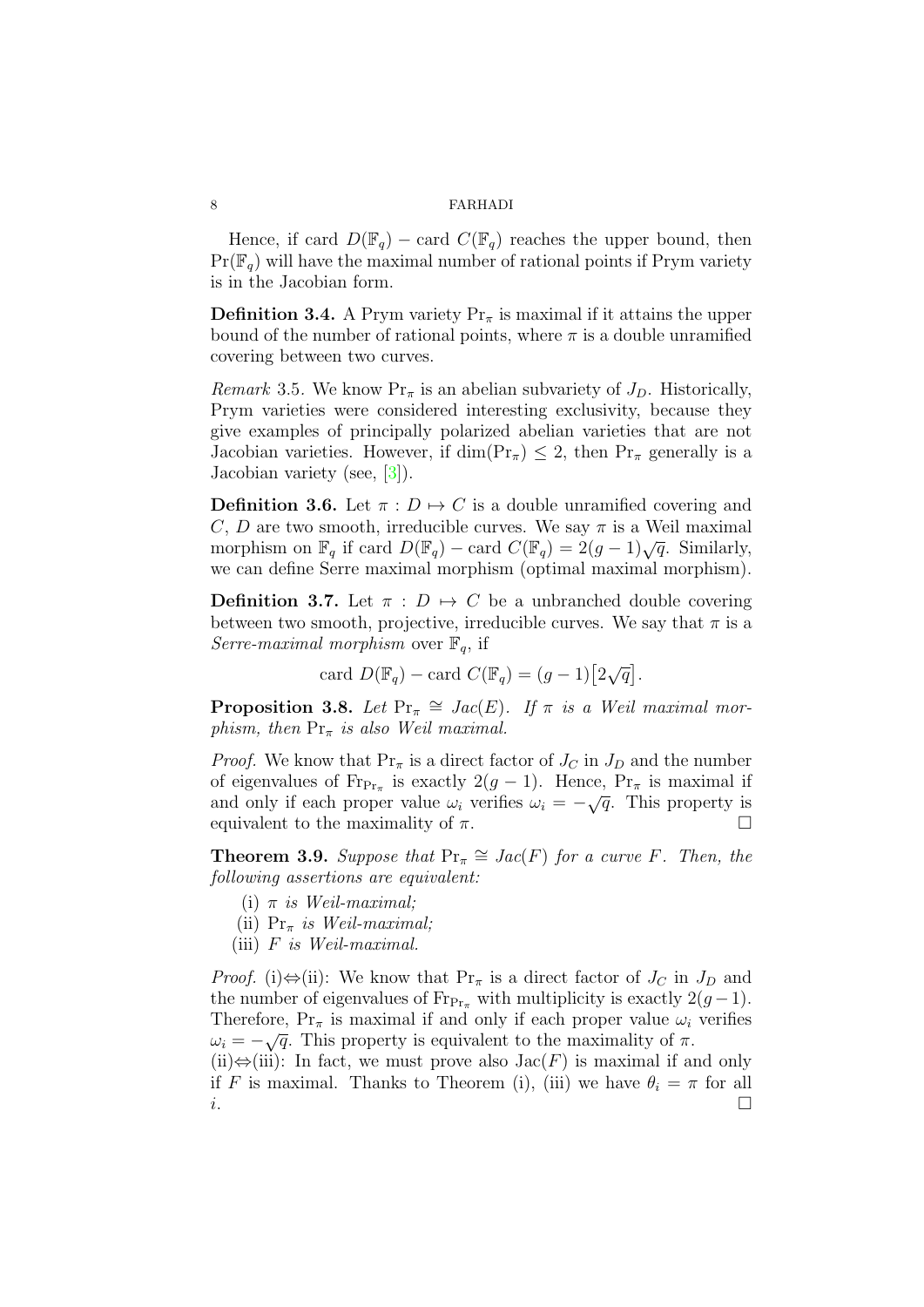Hence, if card $D(\mathbb{F}_q)$ − card $C(\mathbb{F}_q)$ reaches the upper bound, then $\Pr(\mathbb{F}_q)$ will have the maximal number of rational points if Prym variety is in the Jacobian form.

**Definition 3.4.** A Prym variety $\mathrm{Pr}_\pi$ is maximal if it attains the upper bound of the number of rational points, where $\pi$ is a double unramified covering between two curves.

*Remark* 3.5. We know $\mathrm{Pr}_\pi$ is an abelian subvariety of $J_D$. Historically, Prym varieties were considered interesting exclusivity, because they give examples of principally polarized abelian varieties that are not Jacobian varieties. However, if $\dim(\mathrm{Pr}_\pi) \leq 2$, then $\mathrm{Pr}_\pi$ generally is a Jacobian variety (see, [3]).

**Definition 3.6.** Let $\pi : D \mapsto C$ is a double unramified covering and $C$, $D$ are two smooth, irreducible curves. We say $\pi$ is a Weil maximal morphism on $\mathbb{F}_q$ if card $D(\mathbb{F}_q)$ − card $C(\mathbb{F}_q) = 2(g-1)\sqrt{q}$. Similarly, we can define Serre maximal morphism (optimal maximal morphism).

**Definition 3.7.** Let $\pi : D \mapsto C$ be a unbranched double covering between two smooth, projective, irreducible curves. We say that $\pi$ is a *Serre-maximal morphism* over $\mathbb{F}_q$, if

$$\text{card } D(\mathbb{F}_q) - \text{card } C(\mathbb{F}_q) = (g-1)\big[2\sqrt{q}\big].$$

**Proposition 3.8.** *Let $\mathrm{Pr}_\pi \cong Jac(E)$. If $\pi$ is a Weil maximal morphism, then $\mathrm{Pr}_\pi$ is also Weil maximal.*

*Proof.* We know that $\mathrm{Pr}_\pi$ is a direct factor of $J_C$ in $J_D$ and the number of eigenvalues of $\mathrm{Fr}_{\mathrm{Pr}_\pi}$ is exactly $2(g-1)$. Hence, $\mathrm{Pr}_\pi$ is maximal if and only if each proper value $\omega_i$ verifies $\omega_i = -\sqrt{q}$. This property is equivalent to the maximality of $\pi$. □

**Theorem 3.9.** *Suppose that $\mathrm{Pr}_\pi \cong Jac(F)$ for a curve $F$. Then, the following assertions are equivalent:*

(i) *$\pi$ is Weil-maximal;*
(ii) *$\mathrm{Pr}_\pi$ is Weil-maximal;*
(iii) *$F$ is Weil-maximal.*

*Proof.* (i)⇔(ii): We know that $\mathrm{Pr}_\pi$ is a direct factor of $J_C$ in $J_D$ and the number of eigenvalues of $\mathrm{Fr}_{\mathrm{Pr}_\pi}$ with multiplicity is exactly $2(g-1)$. Therefore, $\mathrm{Pr}_\pi$ is maximal if and only if each proper value $\omega_i$ verifies $\omega_i = -\sqrt{q}$. This property is equivalent to the maximality of $\pi$.
(ii)⇔(iii): In fact, we must prove also $\mathrm{Jac}(F)$ is maximal if and only if $F$ is maximal. Thanks to Theorem (i), (iii) we have $\theta_i = \pi$ for all $i$. □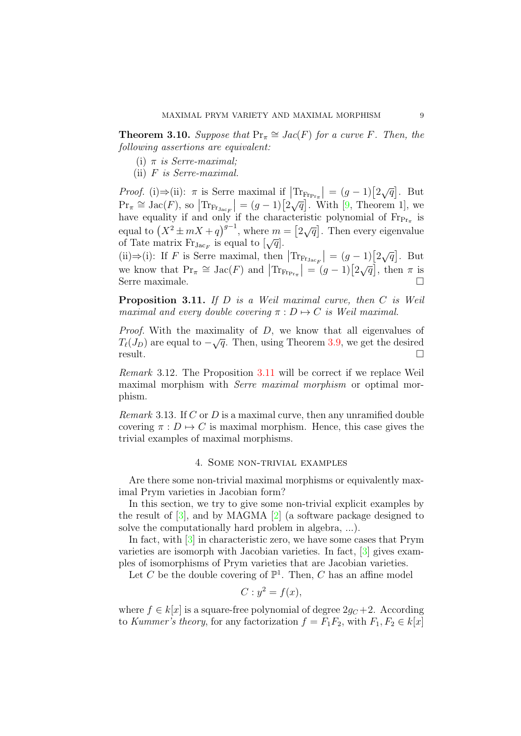**Theorem 3.10.** *Suppose that $\Pr_\pi \cong Jac(F)$ for a curve $F$. Then, the following assertions are equivalent:*

(i) *$\pi$ is Serre-maximal;*
(ii) *$F$ is Serre-maximal.*

*Proof.* (i)⇒(ii): $\pi$ is Serre maximal if $\left|\mathrm{Tr}_{\mathrm{Fr}_{\Pr_\pi}}\right| = (g-1)\left[2\sqrt{q}\right]$. But $\Pr_\pi \cong \mathrm{Jac}(F)$, so $\left|\mathrm{Tr}_{\mathrm{Fr}_{\mathrm{Jac}_F}}\right| = (g-1)\left[2\sqrt{q}\right]$. With [9, Theorem 1], we have equality if and only if the characteristic polynomial of $\mathrm{Fr}_{\Pr_\pi}$ is equal to $\left(X^2 \pm mX + q\right)^{g-1}$, where $m = \left[2\sqrt{q}\right]$. Then every eigenvalue of Tate matrix $\mathrm{Fr}_{\mathrm{Jac}_F}$ is equal to $[\sqrt{q}]$.

(ii)⇒(i): If $F$ is Serre maximal, then $\left|\mathrm{Tr}_{\mathrm{Fr}_{\mathrm{Jac}_F}}\right| = (g-1)\left[2\sqrt{q}\right]$. But we know that $\Pr_\pi \cong \mathrm{Jac}(F)$ and $\left|\mathrm{Tr}_{\mathrm{Fr}_{\Pr_\pi}}\right| = (g-1)\left[2\sqrt{q}\right]$, then $\pi$ is Serre maximale. $\square$

**Proposition 3.11.** *If $D$ is a Weil maximal curve, then $C$ is Weil maximal and every double covering $\pi : D \mapsto C$ is Weil maximal.*

*Proof.* With the maximality of $D$, we know that all eigenvalues of $T_\ell(J_D)$ are equal to $-\sqrt{q}$. Then, using Theorem 3.9, we get the desired result. $\square$

*Remark* 3.12. The Proposition 3.11 will be correct if we replace Weil maximal morphism with *Serre maximal morphism* or optimal morphism.

*Remark* 3.13. If $C$ or $D$ is a maximal curve, then any unramified double covering $\pi : D \mapsto C$ is maximal morphism. Hence, this case gives the trivial examples of maximal morphisms.

## 4. Some non-trivial examples

Are there some non-trivial maximal morphisms or equivalently maximal Prym varieties in Jacobian form?

In this section, we try to give some non-trivial explicit examples by the result of [3], and by MAGMA [2] (a software package designed to solve the computationally hard problem in algebra, ...).

In fact, with [3] in characteristic zero, we have some cases that Prym varieties are isomorph with Jacobian varieties. In fact, [3] gives examples of isomorphisms of Prym varieties that are Jacobian varieties.

Let $C$ be the double covering of $\mathbb{P}^1$. Then, $C$ has an affine model

$$C : y^2 = f(x),$$

where $f \in k[x]$ is a square-free polynomial of degree $2g_C+2$. According to *Kummer's theory*, for any factorization $f = F_1F_2$, with $F_1, F_2 \in k[x]$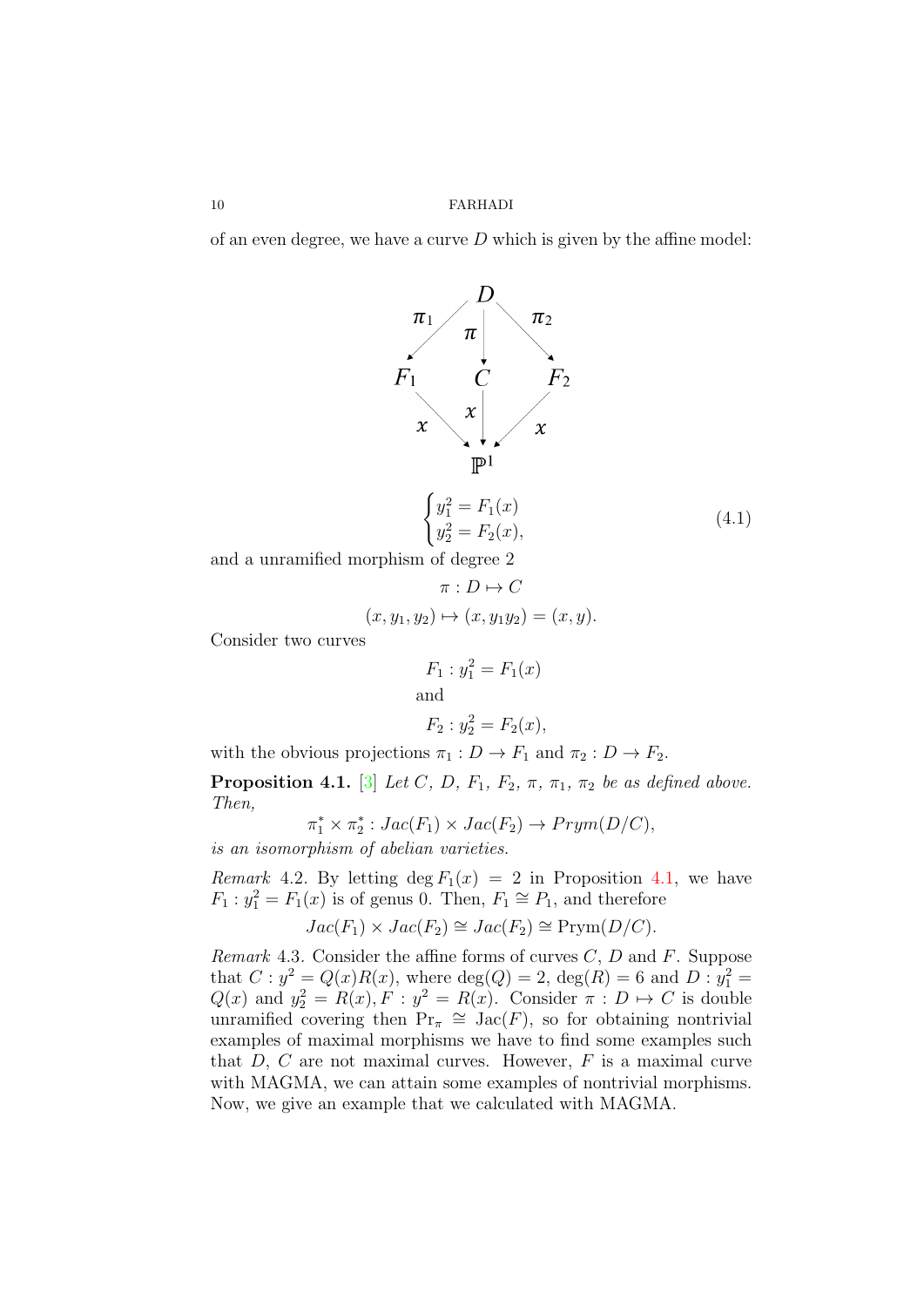of an even degree, we have a curve $D$ which is given by the affine model:

$$
\begin{array}{ccccc}
 & & D & & \\
 & \swarrow^{\pi_1} & \downarrow^{\pi} & \searrow^{\pi_2} & \\
F_1 & & C & & F_2 \\
 & \searrow_{x} & \downarrow^{x} & \swarrow_{x} & \\
 & & \mathbb{P}^1 & &
\end{array}
$$

$$
\begin{cases} y_1^2 = F_1(x) \\ y_2^2 = F_2(x), \end{cases} \tag{4.1}
$$

and a unramified morphism of degree 2

$$\pi : D \mapsto C$$

$$(x, y_1, y_2) \mapsto (x, y_1 y_2) = (x, y).$$

Consider two curves

$$F_1 : y_1^2 = F_1(x)$$

and

$$F_2 : y_2^2 = F_2(x),$$

with the obvious projections $\pi_1 : D \to F_1$ and $\pi_2 : D \to F_2$.

**Proposition 4.1.** [3] *Let $C$, $D$, $F_1$, $F_2$, $\pi$, $\pi_1$, $\pi_2$ be as defined above. Then,*

$$\pi_1^* \times \pi_2^* : Jac(F_1) \times Jac(F_2) \to Prym(D/C),$$

*is an isomorphism of abelian varieties.*

*Remark* 4.2. By letting $\deg F_1(x) = 2$ in Proposition 4.1, we have $F_1 : y_1^2 = F_1(x)$ is of genus 0. Then, $F_1 \cong P_1$, and therefore

$$Jac(F_1) \times Jac(F_2) \cong Jac(F_2) \cong \mathrm{Prym}(D/C).$$

*Remark* 4.3. Consider the affine forms of curves $C$, $D$ and $F$. Suppose that $C : y^2 = Q(x)R(x)$, where $\deg(Q) = 2$, $\deg(R) = 6$ and $D : y_1^2 = Q(x)$ and $y_2^2 = R(x), F : y^2 = R(x)$. Consider $\pi : D \mapsto C$ is double unramified covering then $\mathrm{Pr}_\pi \cong \mathrm{Jac}(F)$, so for obtaining nontrivial examples of maximal morphisms we have to find some examples such that $D$, $C$ are not maximal curves. However, $F$ is a maximal curve with MAGMA, we can attain some examples of nontrivial morphisms. Now, we give an example that we calculated with MAGMA.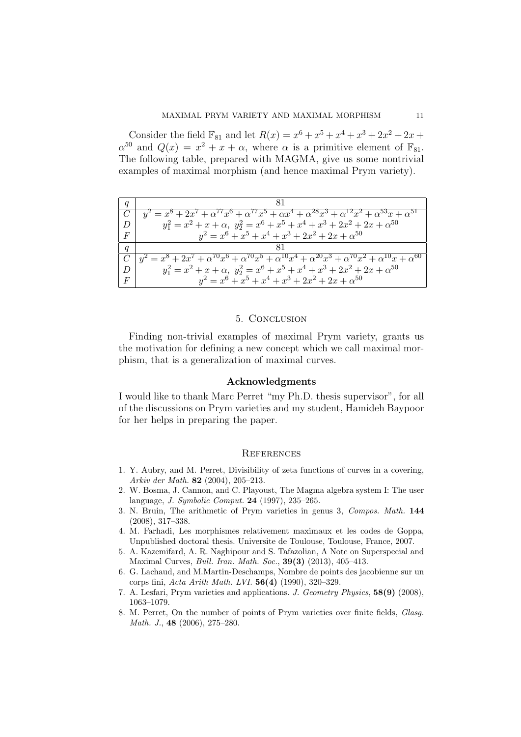Consider the field $\mathbb{F}_{81}$ and let $R(x) = x^6 + x^5 + x^4 + x^3 + 2x^2 + 2x + \alpha^{50}$ and $Q(x) = x^2 + x + \alpha$, where $\alpha$ is a primitive element of $\mathbb{F}_{81}$. The following table, prepared with MAGMA, give us some nontrivial examples of maximal morphism (and hence maximal Prym variety).

| $q$ | 81 |
|---|---|
| $C$ | $y^2 = x^8 + 2x^7 + \alpha^{77}x^6 + \alpha^{77}x^5 + \alpha x^4 + \alpha^{28}x^3 + \alpha^{12}x^2 + \alpha^{53}x + \alpha^{51}$ |
| $D$ | $y_1^2 = x^2 + x + \alpha,\ y_2^2 = x^6 + x^5 + x^4 + x^3 + 2x^2 + 2x + \alpha^{50}$ |
| $F$ | $y^2 = x^6 + x^5 + x^4 + x^3 + 2x^2 + 2x + \alpha^{50}$ |
| $q$ | 81 |
| $C$ | $y^2 = x^8 + 2x^7 + \alpha^{70}x^6 + \alpha^{70}x^5 + \alpha^{10}x^4 + \alpha^{20}x^3 + \alpha^{70}x^2 + \alpha^{10}x + \alpha^{60}$ |
| $D$ | $y_1^2 = x^2 + x + \alpha,\ y_2^2 = x^6 + x^5 + x^4 + x^3 + 2x^2 + 2x + \alpha^{50}$ |
| $F$ | $y^2 = x^6 + x^5 + x^4 + x^3 + 2x^2 + 2x + \alpha^{50}$ |

## 5. Conclusion

Finding non-trivial examples of maximal Prym variety, grants us the motivation for defining a new concept which we call maximal morphism, that is a generalization of maximal curves.

### Acknowledgments

I would like to thank Marc Perret "my Ph.D. thesis supervisor", for all of the discussions on Prym varieties and my student, Hamideh Baypoor for her helps in preparing the paper.

## References

1. Y. Aubry, and M. Perret, Divisibility of zeta functions of curves in a covering, *Arkiv der Math.* **82** (2004), 205–213.
2. W. Bosma, J. Cannon, and C. Playoust, The Magma algebra system I: The user language, *J. Symbolic Comput.* **24** (1997), 235–265.
3. N. Bruin, The arithmetic of Prym varieties in genus 3, *Compos. Math.* **144** (2008), 317–338.
4. M. Farhadi, Les morphismes relativement maximaux et les codes de Goppa, Unpublished doctoral thesis. Universite de Toulouse, Toulouse, France, 2007.
5. A. Kazemifard, A. R. Naghipour and S. Tafazolian, A Note on Superspecial and Maximal Curves, *Bull. Iran. Math. Soc.*, **39(3)** (2013), 405–413.
6. G. Lachaud, and M.Martin-Deschamps, Nombre de points des jacobienne sur un corps fini, *Acta Arith Math. LVI.* **56(4)** (1990), 320–329.
7. A. Lesfari, Prym varieties and applications. *J. Geometry Physics*, **58(9)** (2008), 1063–1079.
8. M. Perret, On the number of points of Prym varieties over finite fields, *Glasg. Math. J.*, **48** (2006), 275–280.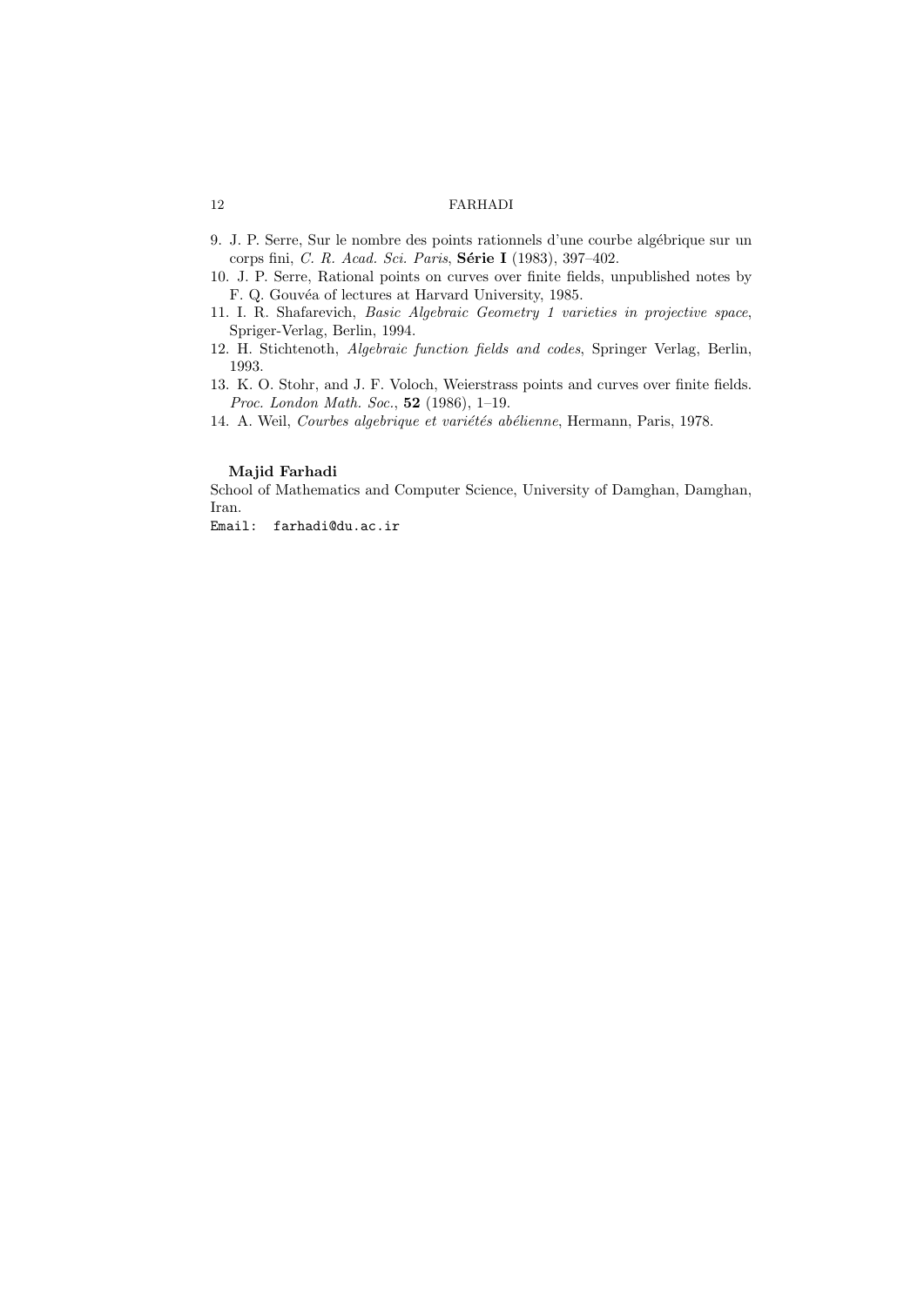9. J. P. Serre, Sur le nombre des points rationnels d'une courbe algébrique sur un corps fini, *C. R. Acad. Sci. Paris*, **Série I** (1983), 397–402.
10. J. P. Serre, Rational points on curves over finite fields, unpublished notes by F. Q. Gouvéa of lectures at Harvard University, 1985.
11. I. R. Shafarevich, *Basic Algebraic Geometry 1 varieties in projective space*, Spriger-Verlag, Berlin, 1994.
12. H. Stichtenoth, *Algebraic function fields and codes*, Springer Verlag, Berlin, 1993.
13. K. O. Stohr, and J. F. Voloch, Weierstrass points and curves over finite fields. *Proc. London Math. Soc.*, **52** (1986), 1–19.
14. A. Weil, *Courbes algebrique et variétés abélienne*, Hermann, Paris, 1978.

**Majid Farhadi**

School of Mathematics and Computer Science, University of Damghan, Damghan, Iran.

Email: farhadi@du.ac.ir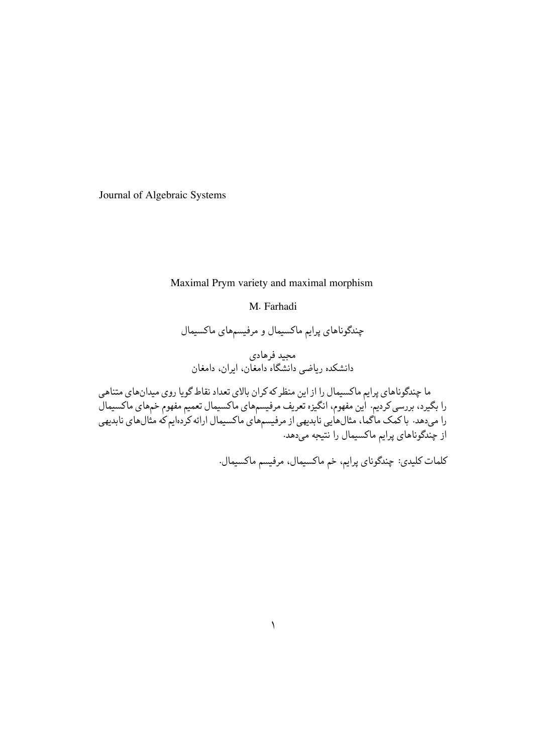Journal of Algebraic Systems

Maximal Prym variety and maximal morphism

M. Farhadi

چندگوناهای پرایم ماکسیمال و مرفیسم‌های ماکسیمال

مجید فرهادی

دانشکده ریاضی دانشگاه دامغان، ایران، دامغان

ما چندگوناهای پرایم ماکسیمال را از این منظر که کران بالای تعداد نقاط گویا روی میدان‌های متناهی را بگیرد، بررسی کردیم. این مفهوم، انگیزه تعریف مرفیسم‌های ماکسیمال تعمیم مفهوم خم‌های ماکسیمال را می‌دهد. با کمک ماگما، مثال‌هایی نابدیهی از مرفیسم‌های ماکسیمال ارائه کرده‌ایم که مثال‌های نابدیهی از چندگوناهای پرایم ماکسیمال را نتیجه می‌دهد.

کلمات کلیدی: چندگونای پرایم، خم ماکسیمال، مرفیسم ماکسیمال.